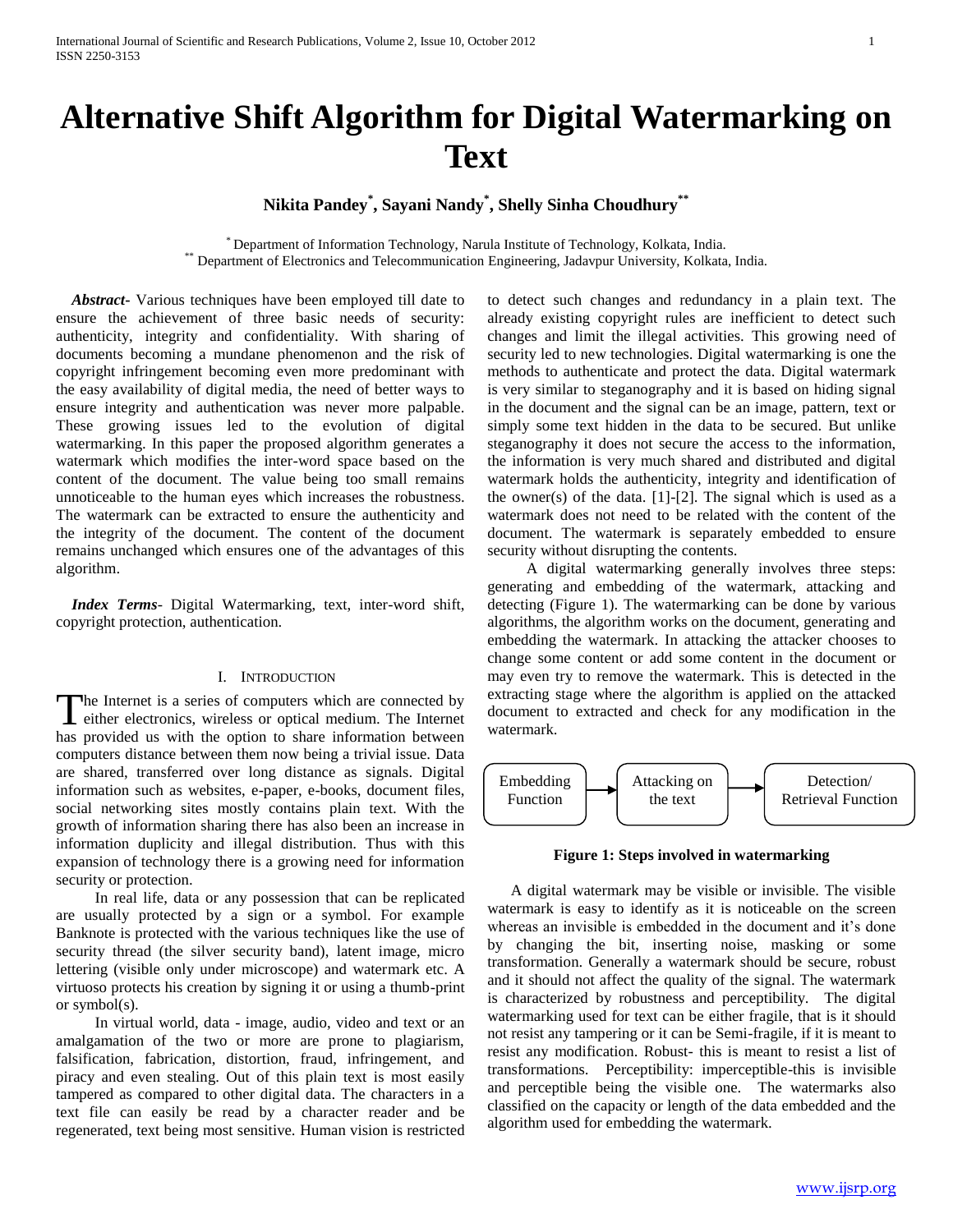# Alternative Shift Algorithm for Digital Watermarking on Text

**Nikita Pandey[*], Sayani Nandy[*], Shelly Sinha Choudhury[**]**

[*] Department of Information Technology, Narula Institute of Technology, Kolkata, India.
[**] Department of Electronics and Telecommunication Engineering, Jadavpur University, Kolkata, India.

***Abstract***- Various techniques have been employed till date to ensure the achievement of three basic needs of security: authenticity, integrity and confidentiality. With sharing of documents becoming a mundane phenomenon and the risk of copyright infringement becoming even more predominant with the easy availability of digital media, the need of better ways to ensure integrity and authentication was never more palpable. These growing issues led to the evolution of digital watermarking. In this paper the proposed algorithm generates a watermark which modifies the inter-word space based on the content of the document. The value being too small remains unnoticeable to the human eyes which increases the robustness. The watermark can be extracted to ensure the authenticity and the integrity of the document. The content of the document remains unchanged which ensures one of the advantages of this algorithm.

***Index Terms***- Digital Watermarking, text, inter-word shift, copyright protection, authentication.

## I. Introduction

The Internet is a series of computers which are connected by either electronics, wireless or optical medium. The Internet has provided us with the option to share information between computers distance between them now being a trivial issue. Data are shared, transferred over long distance as signals. Digital information such as websites, e-paper, e-books, document files, social networking sites mostly contains plain text. With the growth of information sharing there has also been an increase in information duplicity and illegal distribution. Thus with this expansion of technology there is a growing need for information security or protection.

In real life, data or any possession that can be replicated are usually protected by a sign or a symbol. For example Banknote is protected with the various techniques like the use of security thread (the silver security band), latent image, micro lettering (visible only under microscope) and watermark etc. A virtuoso protects his creation by signing it or using a thumb-print or symbol(s).

In virtual world, data - image, audio, video and text or an amalgamation of the two or more are prone to plagiarism, falsification, fabrication, distortion, fraud, infringement, and piracy and even stealing. Out of this plain text is most easily tampered as compared to other digital data. The characters in a text file can easily be read by a character reader and be regenerated, text being most sensitive. Human vision is restricted to detect such changes and redundancy in a plain text. The already existing copyright rules are inefficient to detect such changes and limit the illegal activities. This growing need of security led to new technologies. Digital watermarking is one the methods to authenticate and protect the data. Digital watermark is very similar to steganography and it is based on hiding signal in the document and the signal can be an image, pattern, text or simply some text hidden in the data to be secured. But unlike steganography it does not secure the access to the information, the information is very much shared and distributed and digital watermark holds the authenticity, integrity and identification of the owner(s) of the data. [1]-[2]. The signal which is used as a watermark does not need to be related with the content of the document. The watermark is separately embedded to ensure security without disrupting the contents.

A digital watermarking generally involves three steps: generating and embedding of the watermark, attacking and detecting (Figure 1). The watermarking can be done by various algorithms, the algorithm works on the document, generating and embedding the watermark. In attacking the attacker chooses to change some content or add some content in the document or may even try to remove the watermark. This is detected in the extracting stage where the algorithm is applied on the attacked document to extracted and check for any modification in the watermark.

Embedding Function → Attacking on the text → Detection/ Retrieval Function

**Figure 1: Steps involved in watermarking**

A digital watermark may be visible or invisible. The visible watermark is easy to identify as it is noticeable on the screen whereas an invisible is embedded in the document and it's done by changing the bit, inserting noise, masking or some transformation. Generally a watermark should be secure, robust and it should not affect the quality of the signal. The watermark is characterized by robustness and perceptibility. The digital watermarking used for text can be either fragile, that is it should not resist any tampering or it can be Semi-fragile, if it is meant to resist any modification. Robust- this is meant to resist a list of transformations. Perceptibility: imperceptible-this is invisible and perceptible being the visible one. The watermarks also classified on the capacity or length of the data embedded and the algorithm used for embedding the watermark.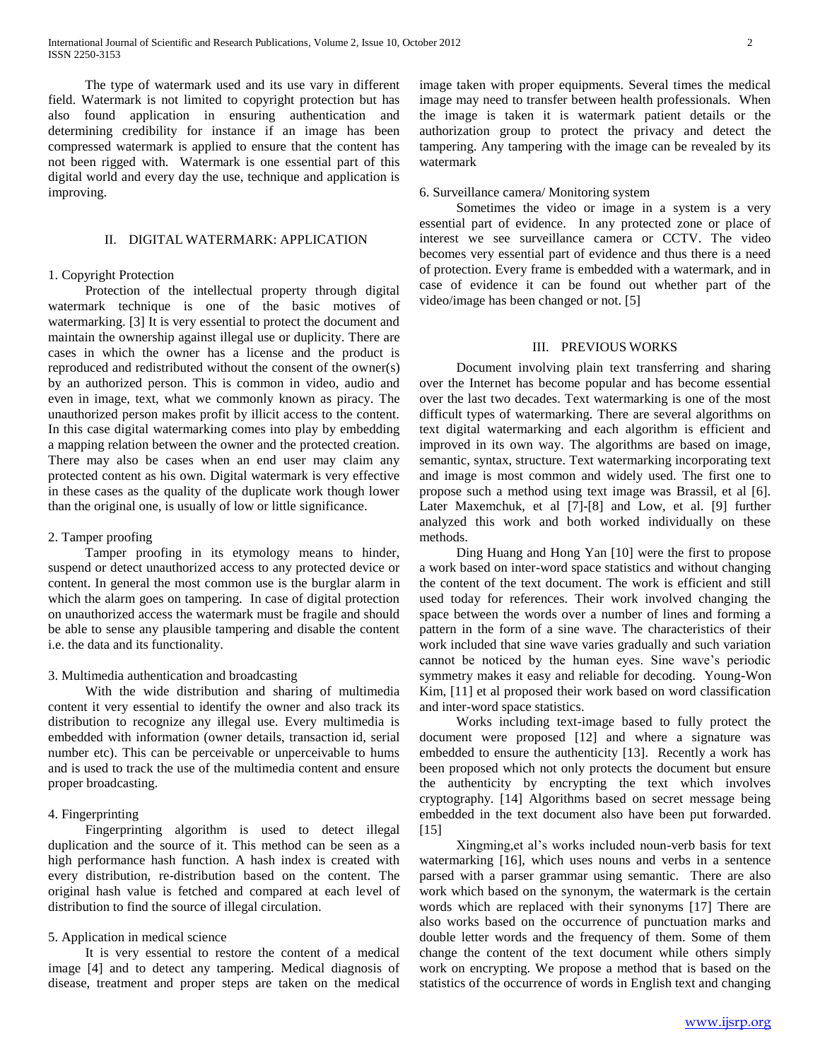The type of watermark used and its use vary in different field. Watermark is not limited to copyright protection but has also found application in ensuring authentication and determining credibility for instance if an image has been compressed watermark is applied to ensure that the content has not been rigged with. Watermark is one essential part of this digital world and every day the use, technique and application is improving.

## II. DIGITAL WATERMARK: APPLICATION

### 1. Copyright Protection

Protection of the intellectual property through digital watermark technique is one of the basic motives of watermarking. [3] It is very essential to protect the document and maintain the ownership against illegal use or duplicity. There are cases in which the owner has a license and the product is reproduced and redistributed without the consent of the owner(s) by an authorized person. This is common in video, audio and even in image, text, what we commonly known as piracy. The unauthorized person makes profit by illicit access to the content. In this case digital watermarking comes into play by embedding a mapping relation between the owner and the protected creation. There may also be cases when an end user may claim any protected content as his own. Digital watermark is very effective in these cases as the quality of the duplicate work though lower than the original one, is usually of low or little significance.

### 2. Tamper proofing

Tamper proofing in its etymology means to hinder, suspend or detect unauthorized access to any protected device or content. In general the most common use is the burglar alarm in which the alarm goes on tampering. In case of digital protection on unauthorized access the watermark must be fragile and should be able to sense any plausible tampering and disable the content i.e. the data and its functionality.

### 3. Multimedia authentication and broadcasting

With the wide distribution and sharing of multimedia content it very essential to identify the owner and also track its distribution to recognize any illegal use. Every multimedia is embedded with information (owner details, transaction id, serial number etc). This can be perceivable or unperceivable to hums and is used to track the use of the multimedia content and ensure proper broadcasting.

### 4. Fingerprinting

Fingerprinting algorithm is used to detect illegal duplication and the source of it. This method can be seen as a high performance hash function. A hash index is created with every distribution, re-distribution based on the content. The original hash value is fetched and compared at each level of distribution to find the source of illegal circulation.

### 5. Application in medical science

It is very essential to restore the content of a medical image [4] and to detect any tampering. Medical diagnosis of disease, treatment and proper steps are taken on the medical image taken with proper equipments. Several times the medical image may need to transfer between health professionals. When the image is taken it is watermark patient details or the authorization group to protect the privacy and detect the tampering. Any tampering with the image can be revealed by its watermark

### 6. Surveillance camera/ Monitoring system

Sometimes the video or image in a system is a very essential part of evidence. In any protected zone or place of interest we see surveillance camera or CCTV. The video becomes very essential part of evidence and thus there is a need of protection. Every frame is embedded with a watermark, and in case of evidence it can be found out whether part of the video/image has been changed or not. [5]

## III. PREVIOUS WORKS

Document involving plain text transferring and sharing over the Internet has become popular and has become essential over the last two decades. Text watermarking is one of the most difficult types of watermarking. There are several algorithms on text digital watermarking and each algorithm is efficient and improved in its own way. The algorithms are based on image, semantic, syntax, structure. Text watermarking incorporating text and image is most common and widely used. The first one to propose such a method using text image was Brassil, et al [6]. Later Maxemchuk, et al [7]-[8] and Low, et al. [9] further analyzed this work and both worked individually on these methods.

Ding Huang and Hong Yan [10] were the first to propose a work based on inter-word space statistics and without changing the content of the text document. The work is efficient and still used today for references. Their work involved changing the space between the words over a number of lines and forming a pattern in the form of a sine wave. The characteristics of their work included that sine wave varies gradually and such variation cannot be noticed by the human eyes. Sine wave's periodic symmetry makes it easy and reliable for decoding. Young-Won Kim, [11] et al proposed their work based on word classification and inter-word space statistics.

Works including text-image based to fully protect the document were proposed [12] and where a signature was embedded to ensure the authenticity [13]. Recently a work has been proposed which not only protects the document but ensure the authenticity by encrypting the text which involves cryptography. [14] Algorithms based on secret message being embedded in the text document also have been put forwarded. [15]

Xingming,et al's works included noun-verb basis for text watermarking [16], which uses nouns and verbs in a sentence parsed with a parser grammar using semantic. There are also work which based on the synonym, the watermark is the certain words which are replaced with their synonyms [17] There are also works based on the occurrence of punctuation marks and double letter words and the frequency of them. Some of them change the content of the text document while others simply work on encrypting. We propose a method that is based on the statistics of the occurrence of words in English text and changing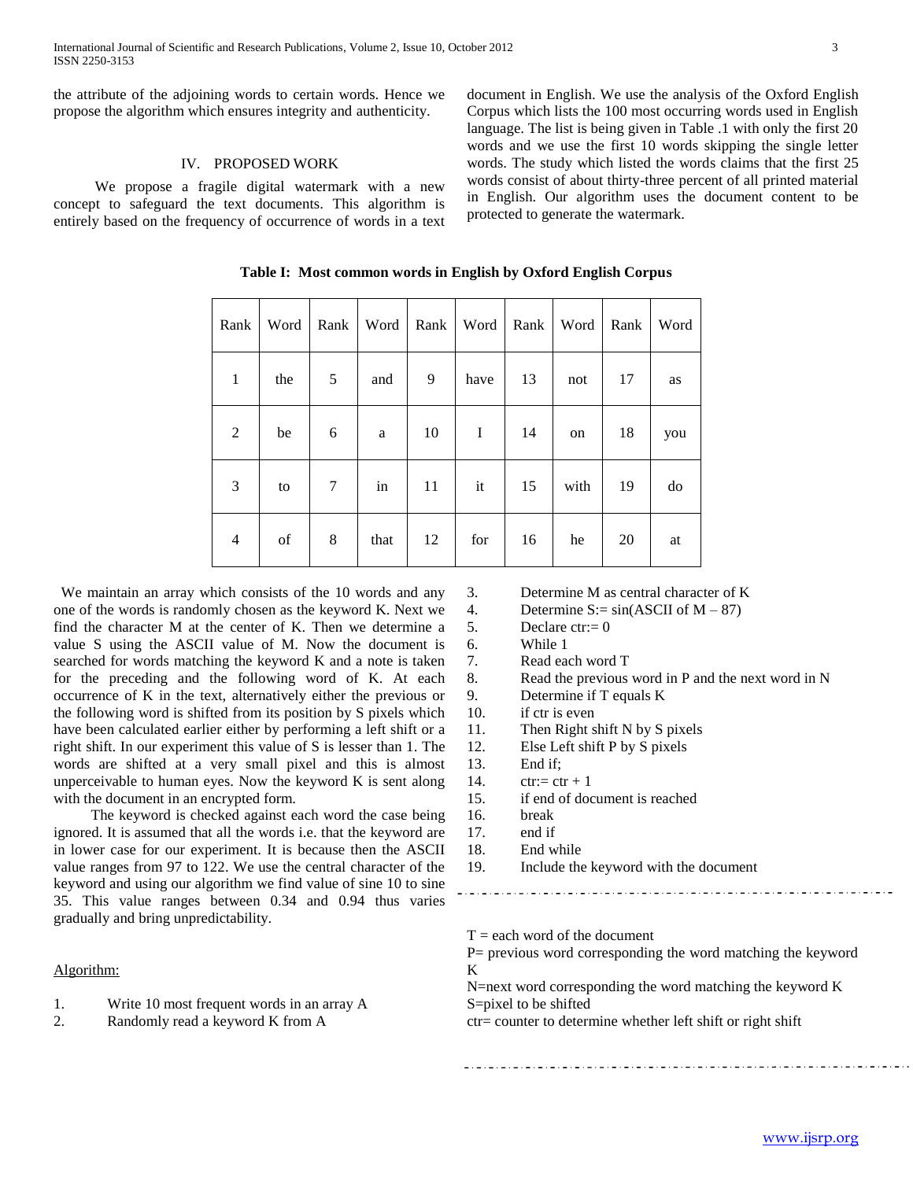the attribute of the adjoining words to certain words. Hence we propose the algorithm which ensures integrity and authenticity.

## IV. PROPOSED WORK

We propose a fragile digital watermark with a new concept to safeguard the text documents. This algorithm is entirely based on the frequency of occurrence of words in a text document in English. We use the analysis of the Oxford English Corpus which lists the 100 most occurring words used in English language. The list is being given in Table .1 with only the first 20 words and we use the first 10 words skipping the single letter words. The study which listed the words claims that the first 25 words consist of about thirty-three percent of all printed material in English. Our algorithm uses the document content to be protected to generate the watermark.

**Table I: Most common words in English by Oxford English Corpus**

| Rank | Word | Rank | Word | Rank | Word | Rank | Word | Rank | Word |
|---|---|---|---|---|---|---|---|---|---|
| 1 | the | 5 | and | 9 | have | 13 | not | 17 | as |
| 2 | be | 6 | a | 10 | I | 14 | on | 18 | you |
| 3 | to | 7 | in | 11 | it | 15 | with | 19 | do |
| 4 | of | 8 | that | 12 | for | 16 | he | 20 | at |

We maintain an array which consists of the 10 words and any one of the words is randomly chosen as the keyword K. Next we find the character M at the center of K. Then we determine a value S using the ASCII value of M. Now the document is searched for words matching the keyword K and a note is taken for the preceding and the following word of K. At each occurrence of K in the text, alternatively either the previous or the following word is shifted from its position by S pixels which have been calculated earlier either by performing a left shift or a right shift. In our experiment this value of S is lesser than 1. The words are shifted at a very small pixel and this is almost unperceivable to human eyes. Now the keyword K is sent along with the document in an encrypted form.

The keyword is checked against each word the case being ignored. It is assumed that all the words i.e. that the keyword are in lower case for our experiment. It is because then the ASCII value ranges from 97 to 122. We use the central character of the keyword and using our algorithm we find value of sine 10 to sine 35. This value ranges between 0.34 and 0.94 thus varies gradually and bring unpredictability.

Algorithm:

1. Write 10 most frequent words in an array A
2. Randomly read a keyword K from A
3. Determine M as central character of K
4. Determine S:= sin(ASCII of M – 87)
5. Declare ctr:= 0
6. While 1
7. Read each word T
8. Read the previous word in P and the next word in N
9. Determine if T equals K
10. if ctr is even
11. Then Right shift N by S pixels
12. Else Left shift P by S pixels
13. End if;
14. ctr:= ctr + 1
15. if end of document is reached
16. break
17. end if
18. End while
19. Include the keyword with the document

T = each word of the document
P= previous word corresponding the word matching the keyword K
N=next word corresponding the word matching the keyword K
S=pixel to be shifted
ctr= counter to determine whether left shift or right shift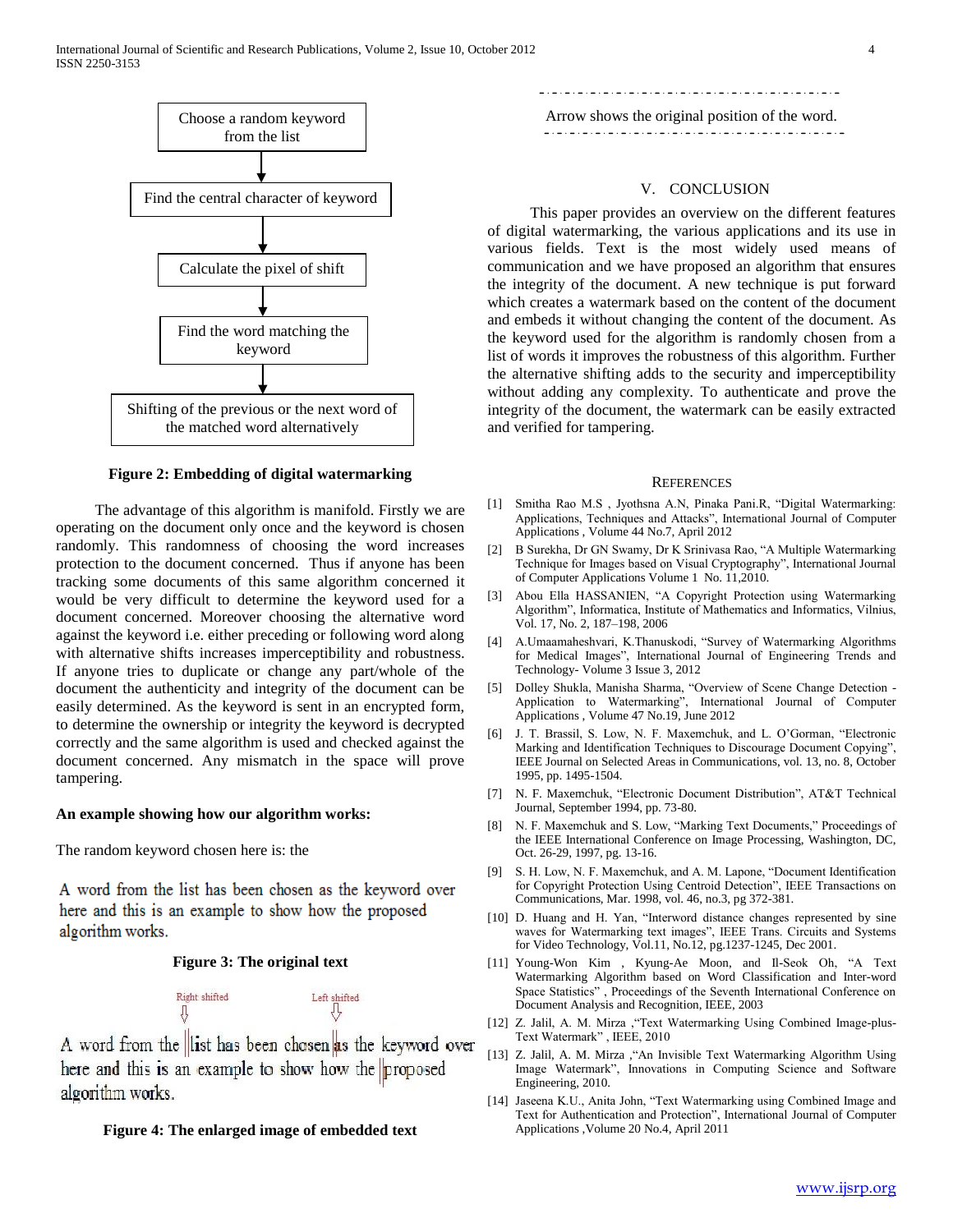Choose a random keyword from the list

↓

Find the central character of keyword

↓

Calculate the pixel of shift

↓

Find the word matching the keyword

↓

Shifting of the previous or the next word of the matched word alternatively

**Figure 2: Embedding of digital watermarking**

The advantage of this algorithm is manifold. Firstly we are operating on the document only once and the keyword is chosen randomly. This randomness of choosing the word increases protection to the document concerned. Thus if anyone has been tracking some documents of this same algorithm concerned it would be very difficult to determine the keyword used for a document concerned. Moreover choosing the alternative word against the keyword i.e. either preceding or following word along with alternative shifts increases imperceptibility and robustness. If anyone tries to duplicate or change any part/whole of the document the authenticity and integrity of the document can be easily determined. As the keyword is sent in an encrypted form, to determine the ownership or integrity the keyword is decrypted correctly and the same algorithm is used and checked against the document concerned. Any mismatch in the space will prove tampering.

**An example showing how our algorithm works:**

The random keyword chosen here is: the

A word from the list has been chosen as the keyword over here and this is an example to show how the proposed algorithm works.

**Figure 3: The original text**

Right shifted ⇩ Left shifted ⇩

A word from the |list has been chosen|as the keyword over here and this is an example to show how the |proposed algorithm works.

**Figure 4: The enlarged image of embedded text**

Arrow shows the original position of the word.

## V. CONCLUSION

This paper provides an overview on the different features of digital watermarking, the various applications and its use in various fields. Text is the most widely used means of communication and we have proposed an algorithm that ensures the integrity of the document. A new technique is put forward which creates a watermark based on the content of the document and embeds it without changing the content of the document. As the keyword used for the algorithm is randomly chosen from a list of words it improves the robustness of this algorithm. Further the alternative shifting adds to the security and imperceptibility without adding any complexity. To authenticate and prove the integrity of the document, the watermark can be easily extracted and verified for tampering.

## REFERENCES

[1] Smitha Rao M.S , Jyothsna A.N, Pinaka Pani.R, "Digital Watermarking: Applications, Techniques and Attacks", International Journal of Computer Applications , Volume 44 No.7, April 2012

[2] B Surekha, Dr GN Swamy, Dr K Srinivasa Rao, "A Multiple Watermarking Technique for Images based on Visual Cryptography", International Journal of Computer Applications Volume 1 No. 11,2010.

[3] Abou Ella HASSANIEN, "A Copyright Protection using Watermarking Algorithm", Informatica, Institute of Mathematics and Informatics, Vilnius, Vol. 17, No. 2, 187–198, 2006

[4] A.Umaamaheshvari, K.Thanuskodi, "Survey of Watermarking Algorithms for Medical Images", International Journal of Engineering Trends and Technology- Volume 3 Issue 3, 2012

[5] Dolley Shukla, Manisha Sharma, "Overview of Scene Change Detection - Application to Watermarking", International Journal of Computer Applications , Volume 47 No.19, June 2012

[6] J. T. Brassil, S. Low, N. F. Maxemchuk, and L. O'Gorman, "Electronic Marking and Identification Techniques to Discourage Document Copying", IEEE Journal on Selected Areas in Communications, vol. 13, no. 8, October 1995, pp. 1495-1504.

[7] N. F. Maxemchuk, "Electronic Document Distribution", AT&T Technical Journal, September 1994, pp. 73-80.

[8] N. F. Maxemchuk and S. Low, "Marking Text Documents," Proceedings of the IEEE International Conference on Image Processing, Washington, DC, Oct. 26-29, 1997, pg. 13-16.

[9] S. H. Low, N. F. Maxemchuk, and A. M. Lapone, "Document Identification for Copyright Protection Using Centroid Detection", IEEE Transactions on Communications, Mar. 1998, vol. 46, no.3, pg 372-381.

[10] D. Huang and H. Yan, "Interword distance changes represented by sine waves for Watermarking text images", IEEE Trans. Circuits and Systems for Video Technology, Vol.11, No.12, pg.1237-1245, Dec 2001.

[11] Young-Won Kim , Kyung-Ae Moon, and Il-Seok Oh, "A Text Watermarking Algorithm based on Word Classification and Inter-word Space Statistics" , Proceedings of the Seventh International Conference on Document Analysis and Recognition, IEEE, 2003

[12] Z. Jalil, A. M. Mirza ,"Text Watermarking Using Combined Image-plus-Text Watermark" , IEEE, 2010

[13] Z. Jalil, A. M. Mirza ,"An Invisible Text Watermarking Algorithm Using Image Watermark", Innovations in Computing Science and Software Engineering, 2010.

[14] Jaseena K.U., Anita John, "Text Watermarking using Combined Image and Text for Authentication and Protection", International Journal of Computer Applications ,Volume 20 No.4, April 2011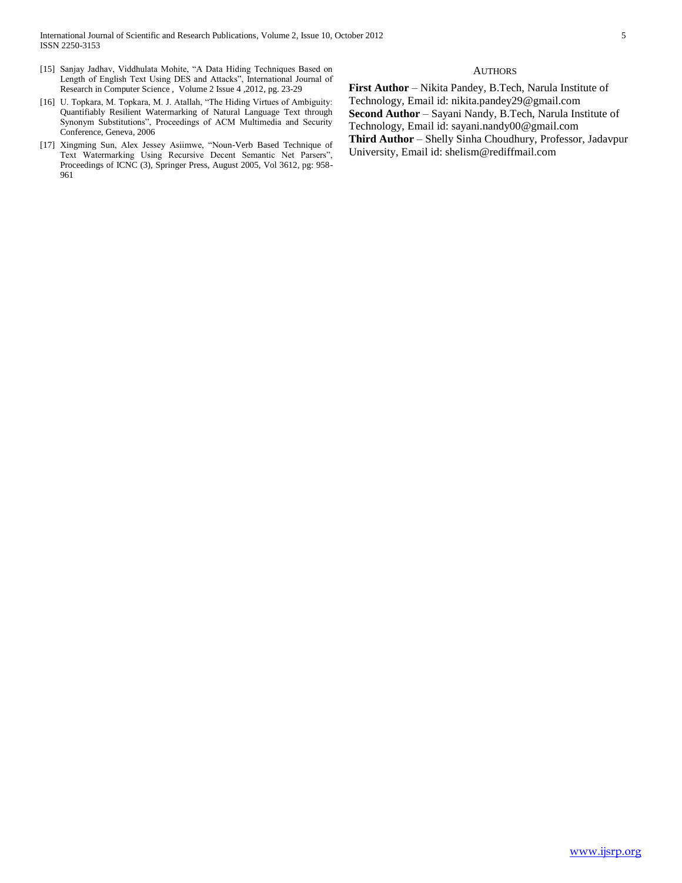[15] Sanjay Jadhav, Viddhulata Mohite, "A Data Hiding Techniques Based on Length of English Text Using DES and Attacks", International Journal of Research in Computer Science , Volume 2 Issue 4 ,2012, pg. 23-29

[16] U. Topkara, M. Topkara, M. J. Atallah, "The Hiding Virtues of Ambiguity: Quantifiably Resilient Watermarking of Natural Language Text through Synonym Substitutions", Proceedings of ACM Multimedia and Security Conference, Geneva, 2006

[17] Xingming Sun, Alex Jessey Asiimwe, "Noun-Verb Based Technique of Text Watermarking Using Recursive Decent Semantic Net Parsers", Proceedings of ICNC (3), Springer Press, August 2005, Vol 3612, pg: 958-961

## AUTHORS

**First Author** – Nikita Pandey, B.Tech, Narula Institute of Technology, Email id: nikita.pandey29@gmail.com

**Second Author** – Sayani Nandy, B.Tech, Narula Institute of Technology, Email id: sayani.nandy00@gmail.com

**Third Author** – Shelly Sinha Choudhury, Professor, Jadavpur University, Email id: shelism@rediffmail.com